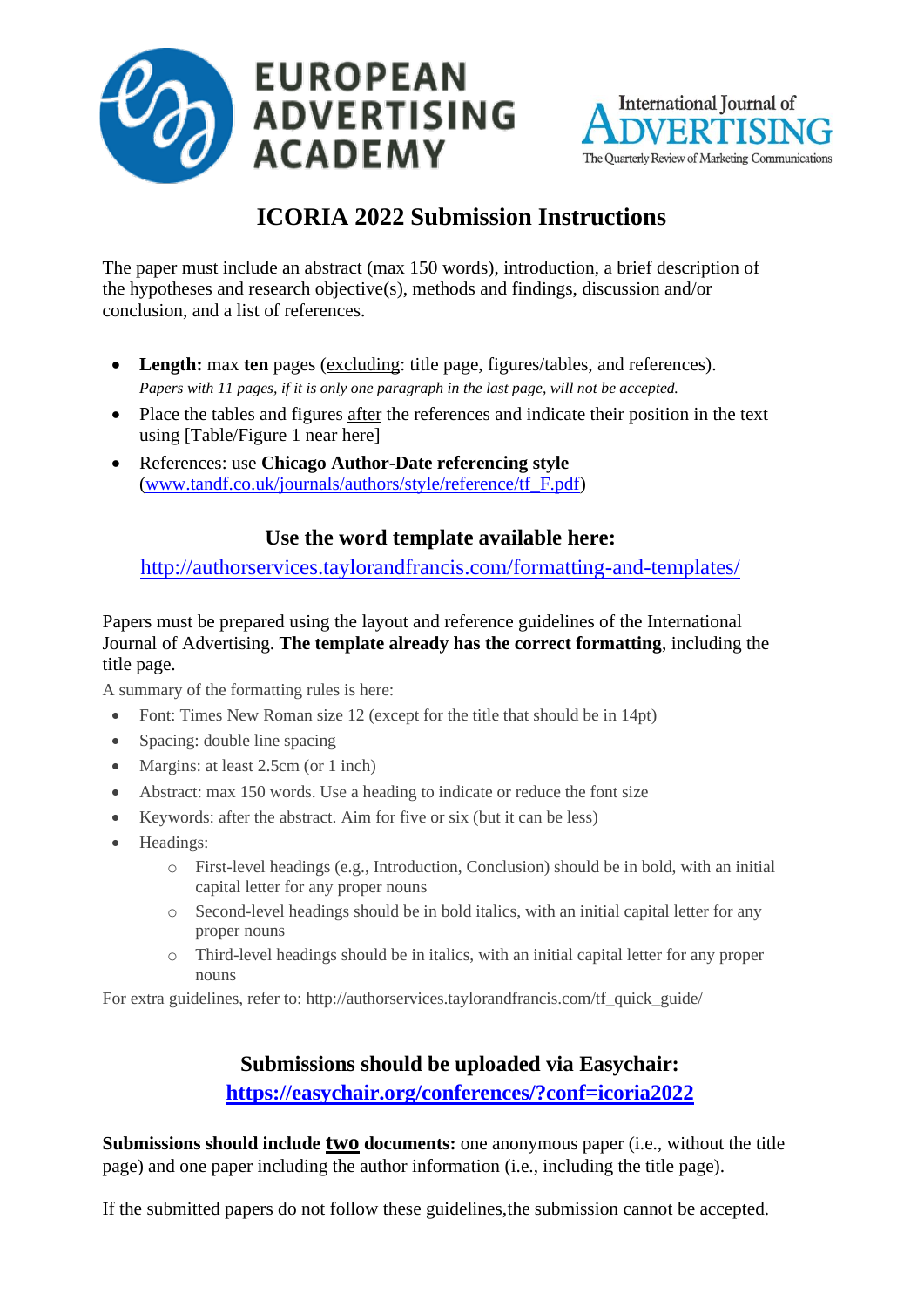# ICORIA 2022 Submission Instructions

The paper must include an abstract (max 150 words), introduction, a brief description of the hypotheses and research objective(s), methods and findings, discussion and/or conclusion, and a list of references.

- **Length:** max **ten** pages (excluding: title page, figures/tables, and references). *Papers with 11 pages, if it is only one paragraph in the last page, will not be accepted.*
- Place the tables and figures after the references and indicate their position in the text using [Table/Figure 1 near here]
- References: use **Chicago Author-Date referencing style** (www.tandf.co.uk/journals/authors/style/reference/tf_F.pdf)

## Use the word template available here:

http://authorservices.taylorandfrancis.com/formatting-and-templates/

Papers must be prepared using the layout and reference guidelines of the International Journal of Advertising. **The template already has the correct formatting**, including the title page.

A summary of the formatting rules is here:

- Font: Times New Roman size 12 (except for the title that should be in 14pt)
- Spacing: double line spacing
- Margins: at least 2.5cm (or 1 inch)
- Abstract: max 150 words. Use a heading to indicate or reduce the font size
- Keywords: after the abstract. Aim for five or six (but it can be less)
- Headings:
  - First-level headings (e.g., Introduction, Conclusion) should be in bold, with an initial capital letter for any proper nouns
  - Second-level headings should be in bold italics, with an initial capital letter for any proper nouns
  - Third-level headings should be in italics, with an initial capital letter for any proper nouns

For extra guidelines, refer to: http://authorservices.taylorandfrancis.com/tf_quick_guide/

## Submissions should be uploaded via Easychair:

**https://easychair.org/conferences/?conf=icoria2022**

**Submissions should include two documents:** one anonymous paper (i.e., without the title page) and one paper including the author information (i.e., including the title page).

If the submitted papers do not follow these guidelines,the submission cannot be accepted.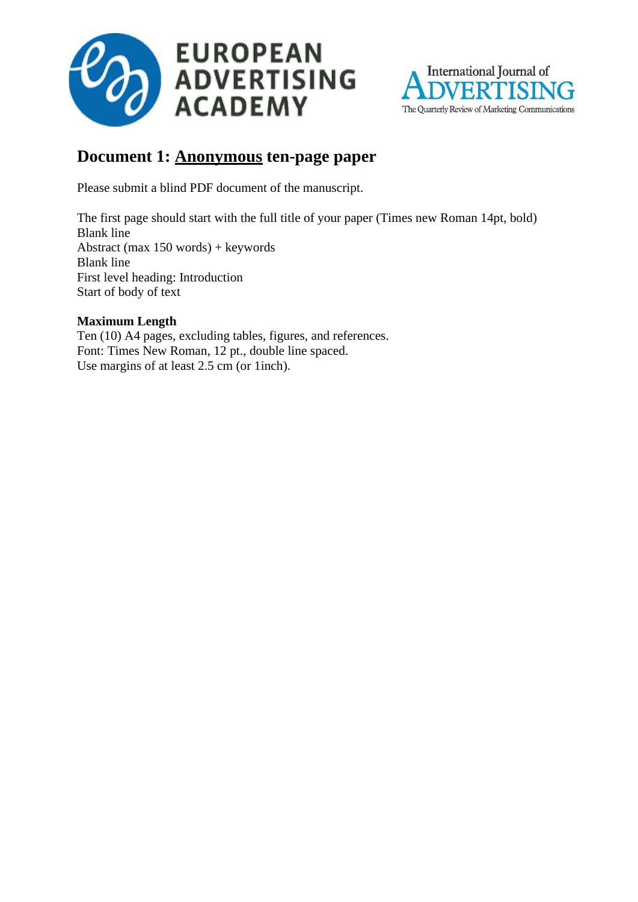EUROPEAN ADVERTISING ACADEMY

International Journal of ADVERTISING
The Quarterly Review of Marketing Communications

## Document 1: <u>Anonymous</u> ten-page paper

Please submit a blind PDF document of the manuscript.

The first page should start with the full title of your paper (Times new Roman 14pt, bold)
Blank line
Abstract (max 150 words) + keywords
Blank line
First level heading: Introduction
Start of body of text

**Maximum Length**
Ten (10) A4 pages, excluding tables, figures, and references.
Font: Times New Roman, 12 pt., double line spaced.
Use margins of at least 2.5 cm (or 1inch).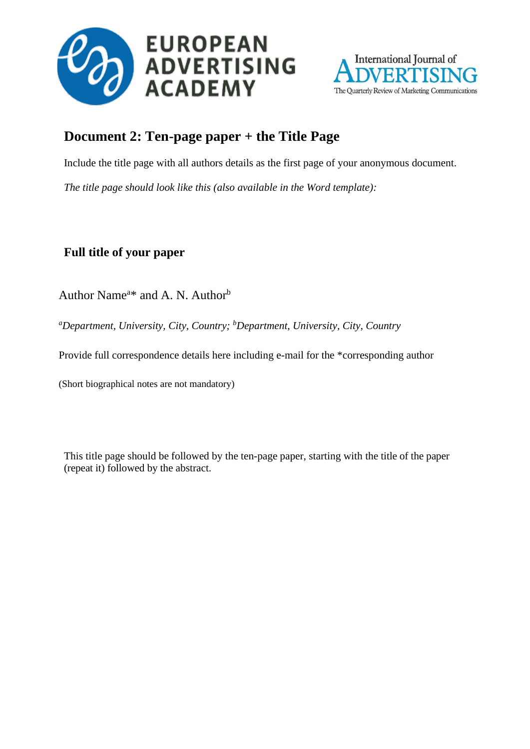## Document 2: Ten-page paper + the Title Page

Include the title page with all authors details as the first page of your anonymous document.

*The title page should look like this (also available in the Word template):*

### Full title of your paper

Author Name[a]* and A. N. Author[b]

[a]*Department, University, City, Country;* [b]*Department, University, City, Country*

Provide full correspondence details here including e-mail for the *corresponding author

(Short biographical notes are not mandatory)

This title page should be followed by the ten-page paper, starting with the title of the paper (repeat it) followed by the abstract.